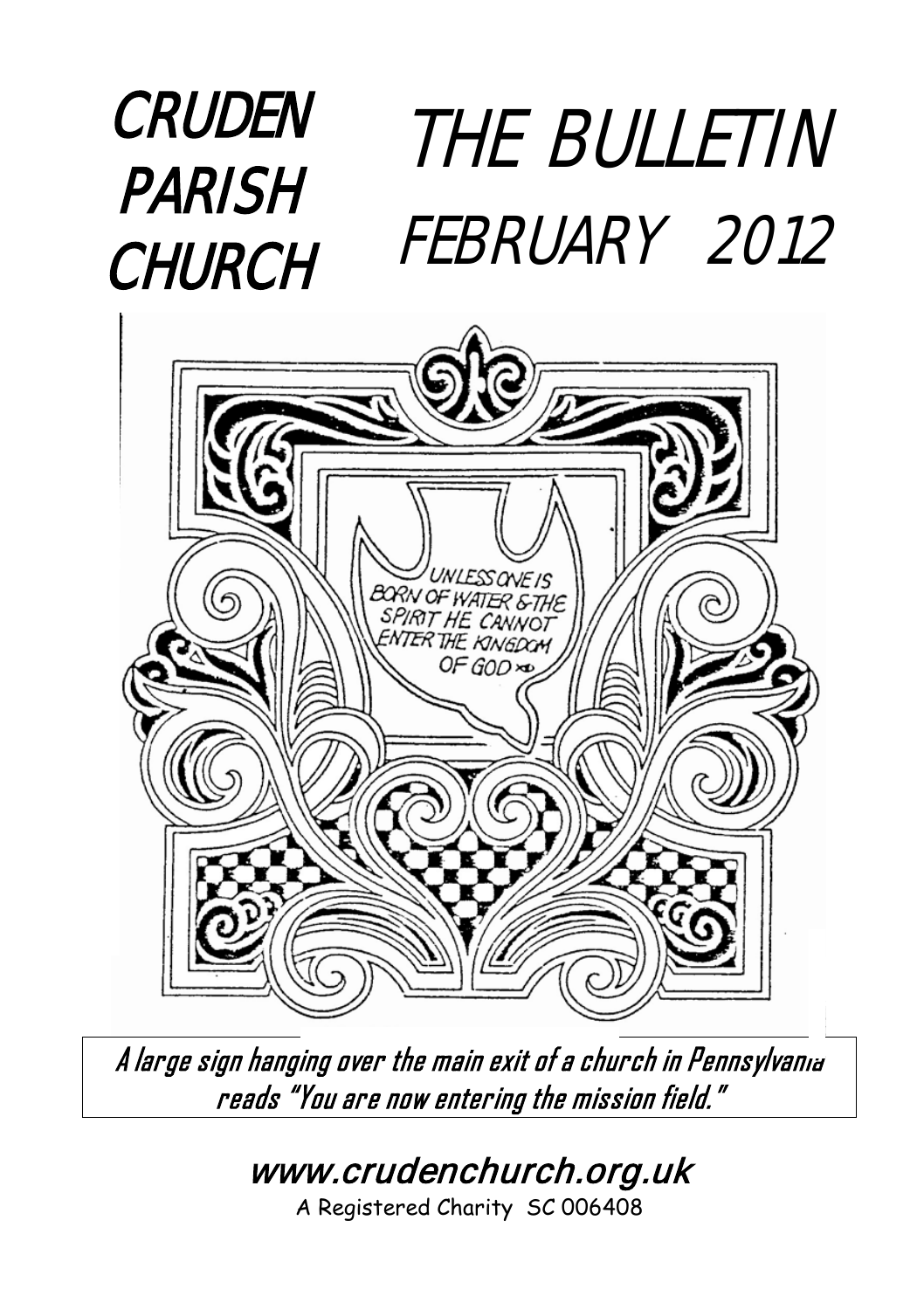# CRUDEN PARISH CHURCH

# THE BULLETIN
## FEBRUARY 2012

UNLESS ONE IS BORN OF WATER & THE SPIRIT HE CANNOT ENTER THE KINGDOM OF GOD

*A large sign hanging over the main exit of a church in Pennsylvania reads "You are now entering the mission field."*

**www.crudenchurch.org.uk**

A Registered Charity SC 006408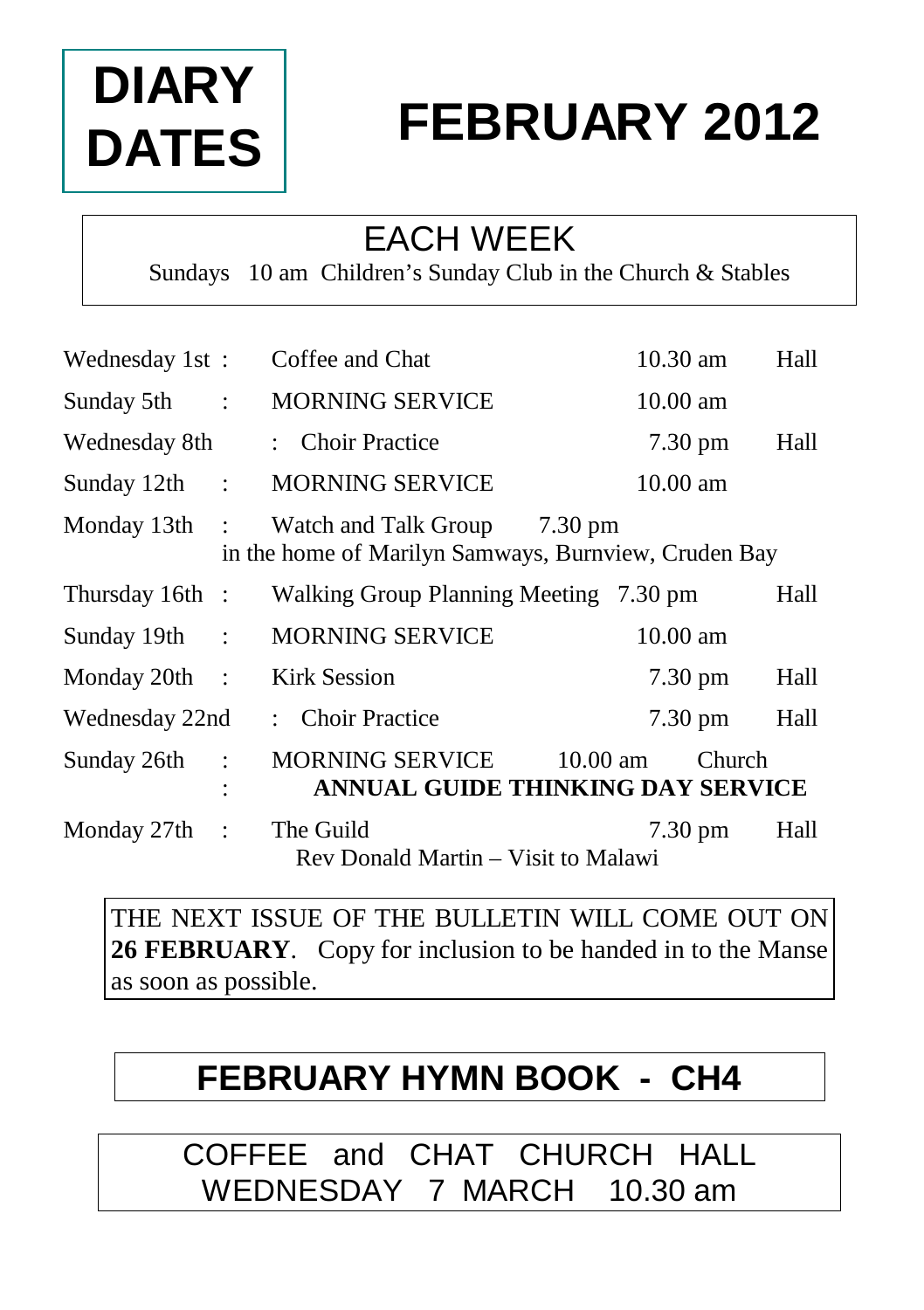# DIARY DATES

# FEBRUARY 2012

## EACH WEEK

Sundays 10 am Children's Sunday Club in the Church & Stables

| | | | | |
|---|---|---|---|---|
| Wednesday 1st : | Coffee and Chat | 10.30 am | Hall |
| Sunday 5th : | MORNING SERVICE | 10.00 am | |
| Wednesday 8th : | Choir Practice | 7.30 pm | Hall |
| Sunday 12th : | MORNING SERVICE | 10.00 am | |
| Monday 13th : | Watch and Talk Group 7.30 pm<br>in the home of Marilyn Samways, Burnview, Cruden Bay | | |
| Thursday 16th : | Walking Group Planning Meeting | 7.30 pm | Hall |
| Sunday 19th : | MORNING SERVICE | 10.00 am | |
| Monday 20th : | Kirk Session | 7.30 pm | Hall |
| Wednesday 22nd : | Choir Practice | 7.30 pm | Hall |
| Sunday 26th : | MORNING SERVICE<br>**ANNUAL GUIDE THINKING DAY SERVICE** | 10.00 am | Church |
| Monday 27th : | The Guild<br>Rev Donald Martin – Visit to Malawi | 7.30 pm | Hall |

THE NEXT ISSUE OF THE BULLETIN WILL COME OUT ON **26 FEBRUARY**. Copy for inclusion to be handed in to the Manse as soon as possible.

## FEBRUARY HYMN BOOK - CH4

COFFEE and CHAT CHURCH HALL
WEDNESDAY 7 MARCH 10.30 am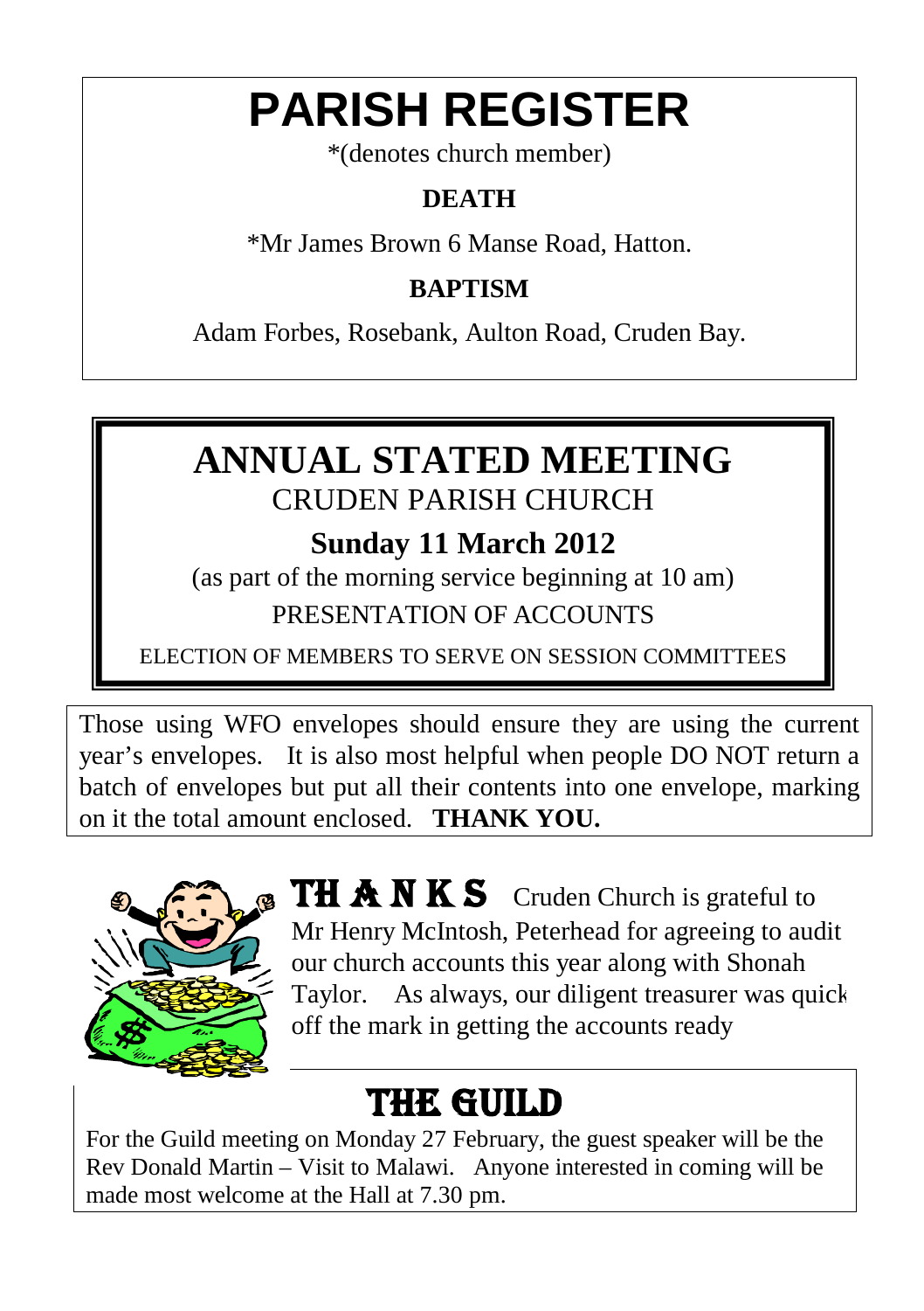# PARISH REGISTER

*(denotes church member)

**DEATH**

*Mr James Brown 6 Manse Road, Hatton.

**BAPTISM**

Adam Forbes, Rosebank, Aulton Road, Cruden Bay.

## ANNUAL STATED MEETING

CRUDEN PARISH CHURCH

**Sunday 11 March 2012**

(as part of the morning service beginning at 10 am)

PRESENTATION OF ACCOUNTS

ELECTION OF MEMBERS TO SERVE ON SESSION COMMITTEES

Those using WFO envelopes should ensure they are using the current year's envelopes. It is also most helpful when people DO NOT return a batch of envelopes but put all their contents into one envelope, marking on it the total amount enclosed. **THANK YOU.**

**THANKS** Cruden Church is grateful to Mr Henry McIntosh, Peterhead for agreeing to audit our church accounts this year along with Shonah Taylor. As always, our diligent treasurer was quick off the mark in getting the accounts ready

## THE GUILD

For the Guild meeting on Monday 27 February, the guest speaker will be the Rev Donald Martin – Visit to Malawi. Anyone interested in coming will be made most welcome at the Hall at 7.30 pm.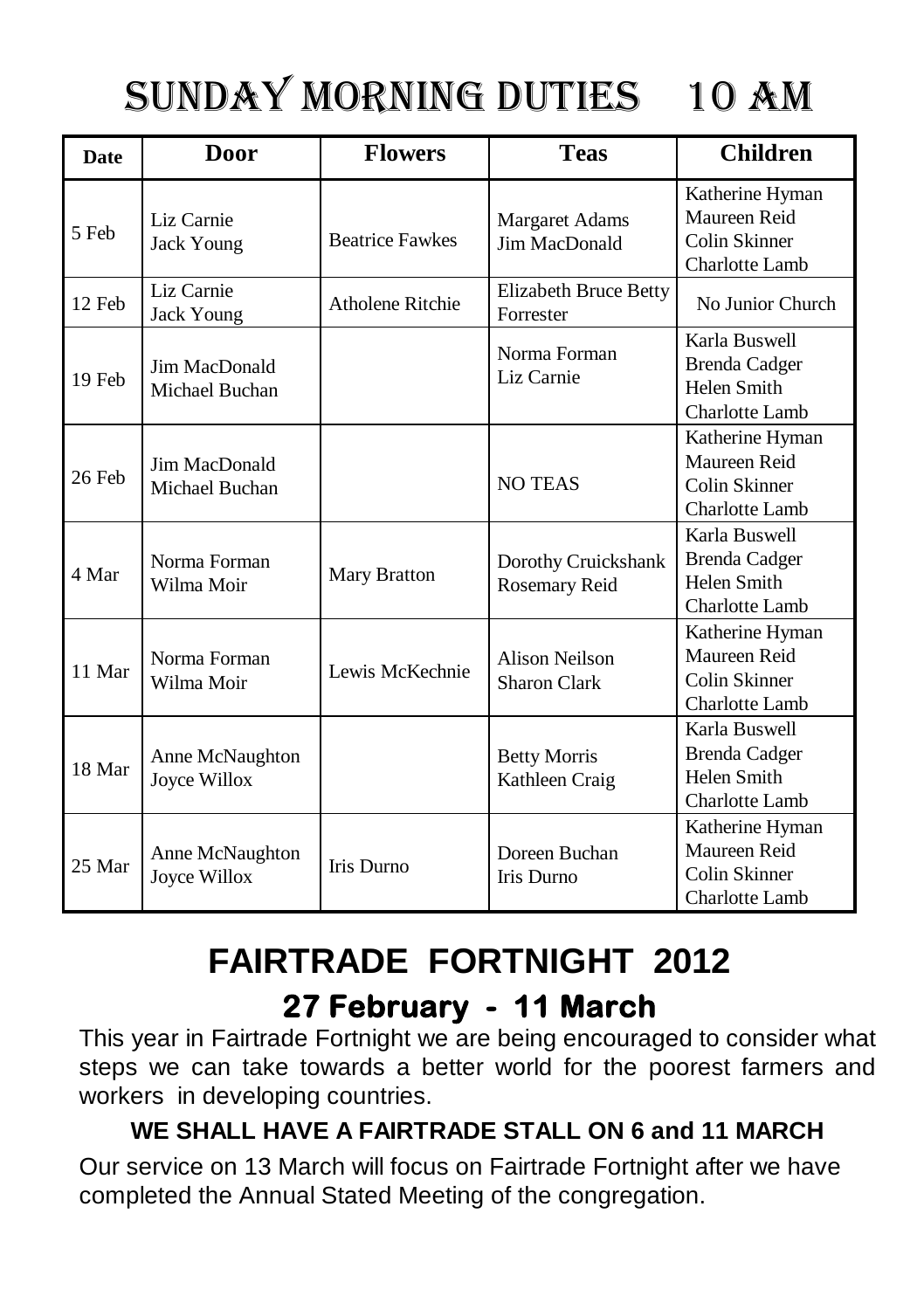# SUNDAY MORNING DUTIES 10 AM

| Date | Door | Flowers | Teas | Children |
|---|---|---|---|---|
| 5 Feb | Liz Carnie<br>Jack Young | Beatrice Fawkes | Margaret Adams<br>Jim MacDonald | Katherine Hyman<br>Maureen Reid<br>Colin Skinner<br>Charlotte Lamb |
| 12 Feb | Liz Carnie<br>Jack Young | Atholene Ritchie | Elizabeth Bruce Betty Forrester | No Junior Church |
| 19 Feb | Jim MacDonald<br>Michael Buchan | | Norma Forman<br>Liz Carnie | Karla Buswell<br>Brenda Cadger<br>Helen Smith<br>Charlotte Lamb |
| 26 Feb | Jim MacDonald<br>Michael Buchan | | NO TEAS | Katherine Hyman<br>Maureen Reid<br>Colin Skinner<br>Charlotte Lamb |
| 4 Mar | Norma Forman<br>Wilma Moir | Mary Bratton | Dorothy Cruickshank<br>Rosemary Reid | Karla Buswell<br>Brenda Cadger<br>Helen Smith<br>Charlotte Lamb |
| 11 Mar | Norma Forman<br>Wilma Moir | Lewis McKechnie | Alison Neilson<br>Sharon Clark | Katherine Hyman<br>Maureen Reid<br>Colin Skinner<br>Charlotte Lamb |
| 18 Mar | Anne McNaughton<br>Joyce Willox | | Betty Morris<br>Kathleen Craig | Karla Buswell<br>Brenda Cadger<br>Helen Smith<br>Charlotte Lamb |
| 25 Mar | Anne McNaughton<br>Joyce Willox | Iris Durno | Doreen Buchan<br>Iris Durno | Katherine Hyman<br>Maureen Reid<br>Colin Skinner<br>Charlotte Lamb |

# FAIRTRADE FORTNIGHT 2012

## 27 February - 11 March

This year in Fairtrade Fortnight we are being encouraged to consider what steps we can take towards a better world for the poorest farmers and workers in developing countries.

**WE SHALL HAVE A FAIRTRADE STALL ON 6 and 11 MARCH**

Our service on 13 March will focus on Fairtrade Fortnight after we have completed the Annual Stated Meeting of the congregation.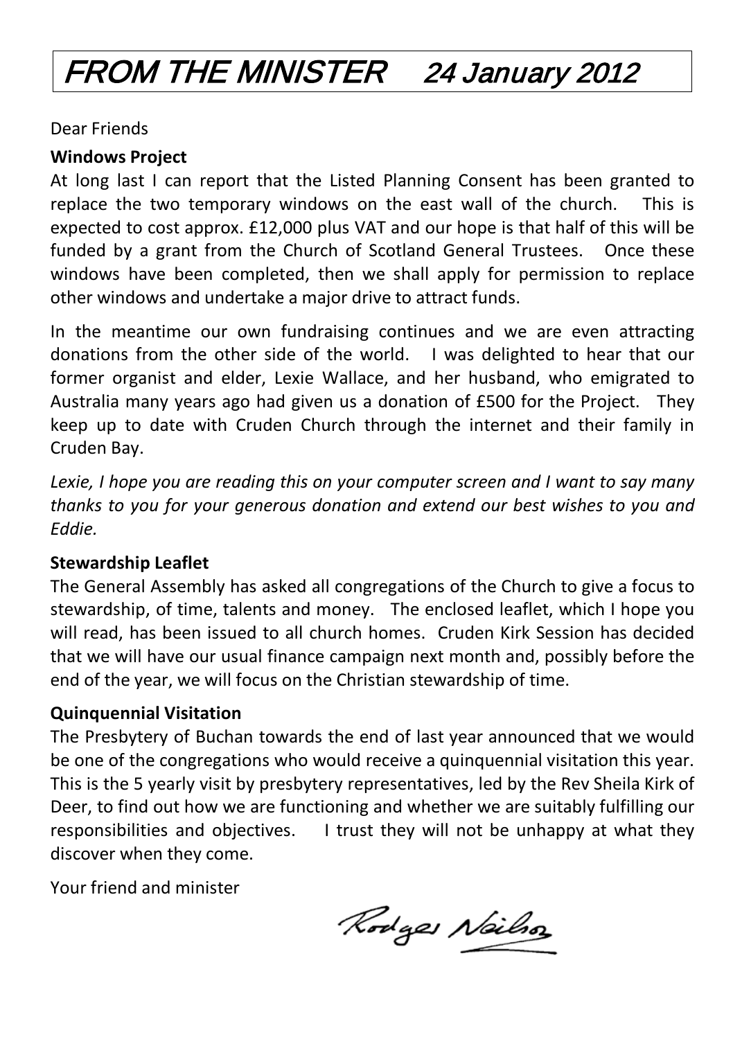# *FROM THE MINISTER 24 January 2012*

Dear Friends

**Windows Project**

At long last I can report that the Listed Planning Consent has been granted to replace the two temporary windows on the east wall of the church. This is expected to cost approx. £12,000 plus VAT and our hope is that half of this will be funded by a grant from the Church of Scotland General Trustees. Once these windows have been completed, then we shall apply for permission to replace other windows and undertake a major drive to attract funds.

In the meantime our own fundraising continues and we are even attracting donations from the other side of the world. I was delighted to hear that our former organist and elder, Lexie Wallace, and her husband, who emigrated to Australia many years ago had given us a donation of £500 for the Project. They keep up to date with Cruden Church through the internet and their family in Cruden Bay.

*Lexie, I hope you are reading this on your computer screen and I want to say many thanks to you for your generous donation and extend our best wishes to you and Eddie.*

**Stewardship Leaflet**

The General Assembly has asked all congregations of the Church to give a focus to stewardship, of time, talents and money. The enclosed leaflet, which I hope you will read, has been issued to all church homes. Cruden Kirk Session has decided that we will have our usual finance campaign next month and, possibly before the end of the year, we will focus on the Christian stewardship of time.

**Quinquennial Visitation**

The Presbytery of Buchan towards the end of last year announced that we would be one of the congregations who would receive a quinquennial visitation this year. This is the 5 yearly visit by presbytery representatives, led by the Rev Sheila Kirk of Deer, to find out how we are functioning and whether we are suitably fulfilling our responsibilities and objectives. I trust they will not be unhappy at what they discover when they come.

Your friend and minister

Rodger Neilson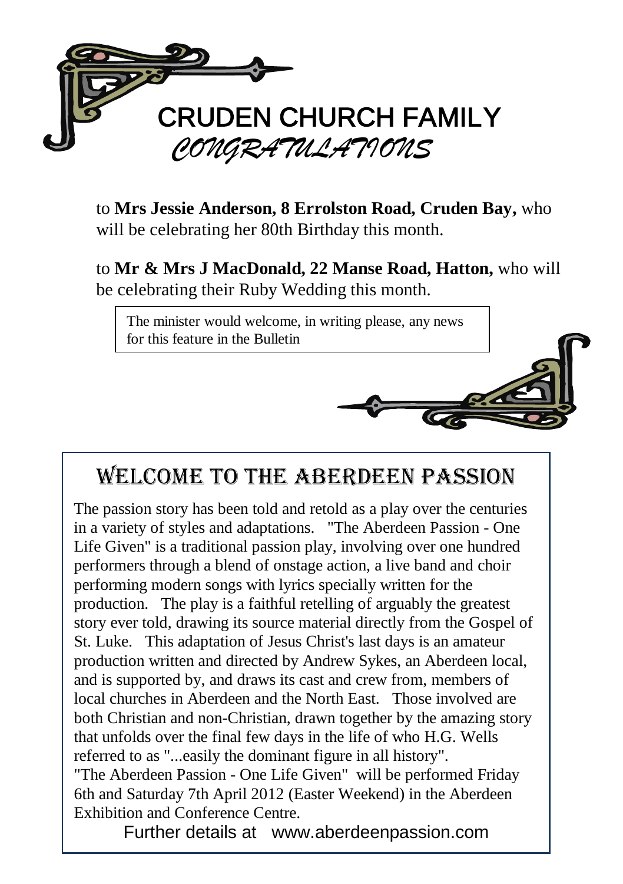# CRUDEN CHURCH FAMILY

*CONGRATULATIONS*

to **Mrs Jessie Anderson, 8 Errolston Road, Cruden Bay,** who will be celebrating her 80th Birthday this month.

to **Mr & Mrs J MacDonald, 22 Manse Road, Hatton,** who will be celebrating their Ruby Wedding this month.

The minister would welcome, in writing please, any news for this feature in the Bulletin

## WELCOME TO THE ABERDEEN PASSION

The passion story has been told and retold as a play over the centuries in a variety of styles and adaptations. "The Aberdeen Passion - One Life Given" is a traditional passion play, involving over one hundred performers through a blend of onstage action, a live band and choir performing modern songs with lyrics specially written for the production. The play is a faithful retelling of arguably the greatest story ever told, drawing its source material directly from the Gospel of St. Luke. This adaptation of Jesus Christ's last days is an amateur production written and directed by Andrew Sykes, an Aberdeen local, and is supported by, and draws its cast and crew from, members of local churches in Aberdeen and the North East. Those involved are both Christian and non-Christian, drawn together by the amazing story that unfolds over the final few days in the life of who H.G. Wells referred to as "...easily the dominant figure in all history". "The Aberdeen Passion - One Life Given" will be performed Friday 6th and Saturday 7th April 2012 (Easter Weekend) in the Aberdeen Exhibition and Conference Centre.

Further details at www.aberdeenpassion.com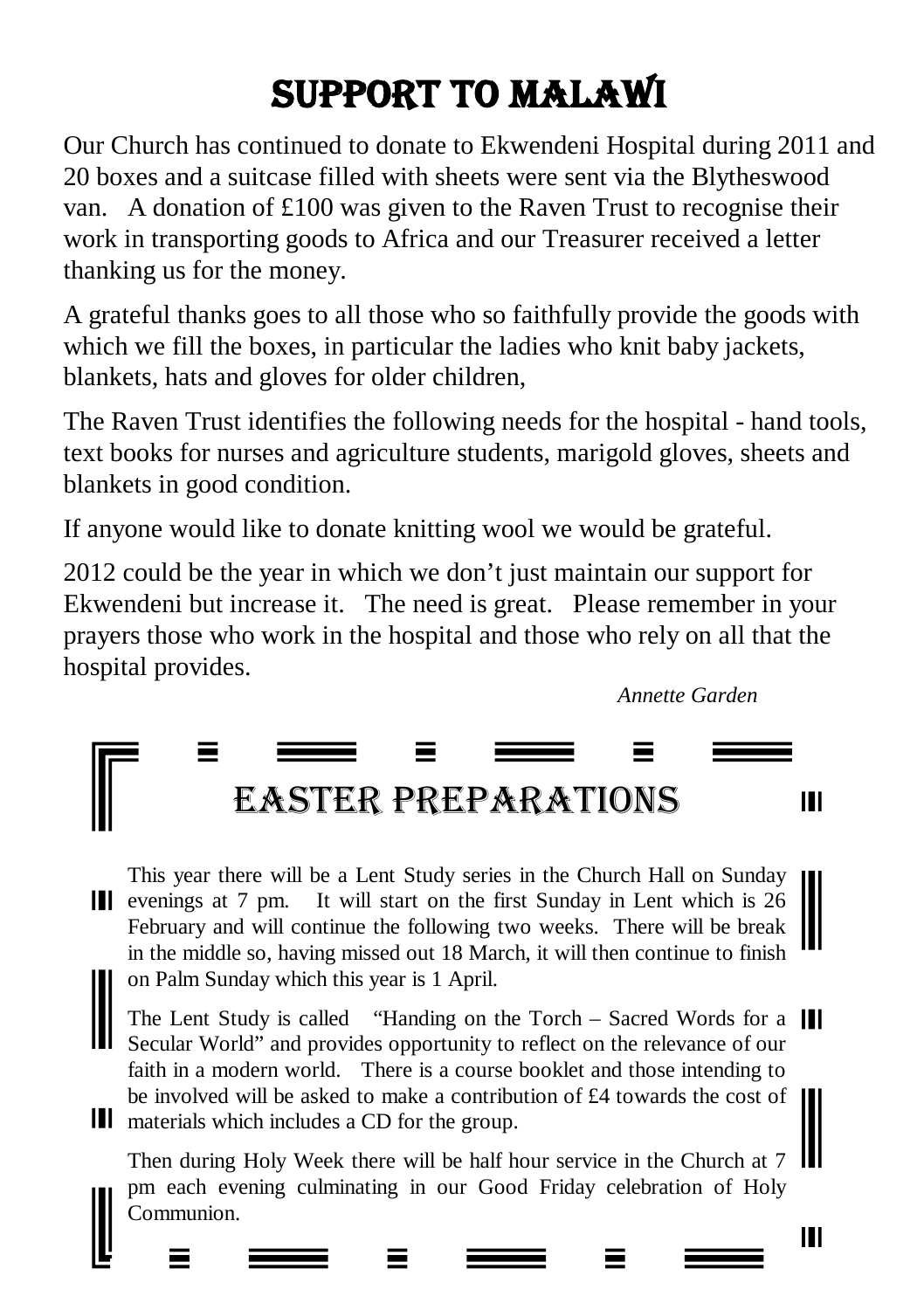# Support to Malawi

Our Church has continued to donate to Ekwendeni Hospital during 2011 and 20 boxes and a suitcase filled with sheets were sent via the Blytheswood van. A donation of £100 was given to the Raven Trust to recognise their work in transporting goods to Africa and our Treasurer received a letter thanking us for the money.

A grateful thanks goes to all those who so faithfully provide the goods with which we fill the boxes, in particular the ladies who knit baby jackets, blankets, hats and gloves for older children,

The Raven Trust identifies the following needs for the hospital - hand tools, text books for nurses and agriculture students, marigold gloves, sheets and blankets in good condition.

If anyone would like to donate knitting wool we would be grateful.

2012 could be the year in which we don't just maintain our support for Ekwendeni but increase it. The need is great. Please remember in your prayers those who work in the hospital and those who rely on all that the hospital provides.

*Annette Garden*

# Easter Preparations

This year there will be a Lent Study series in the Church Hall on Sunday evenings at 7 pm. It will start on the first Sunday in Lent which is 26 February and will continue the following two weeks. There will be break in the middle so, having missed out 18 March, it will then continue to finish on Palm Sunday which this year is 1 April.

The Lent Study is called "Handing on the Torch – Sacred Words for a Secular World" and provides opportunity to reflect on the relevance of our faith in a modern world. There is a course booklet and those intending to be involved will be asked to make a contribution of £4 towards the cost of materials which includes a CD for the group.

Then during Holy Week there will be half hour service in the Church at 7 pm each evening culminating in our Good Friday celebration of Holy Communion.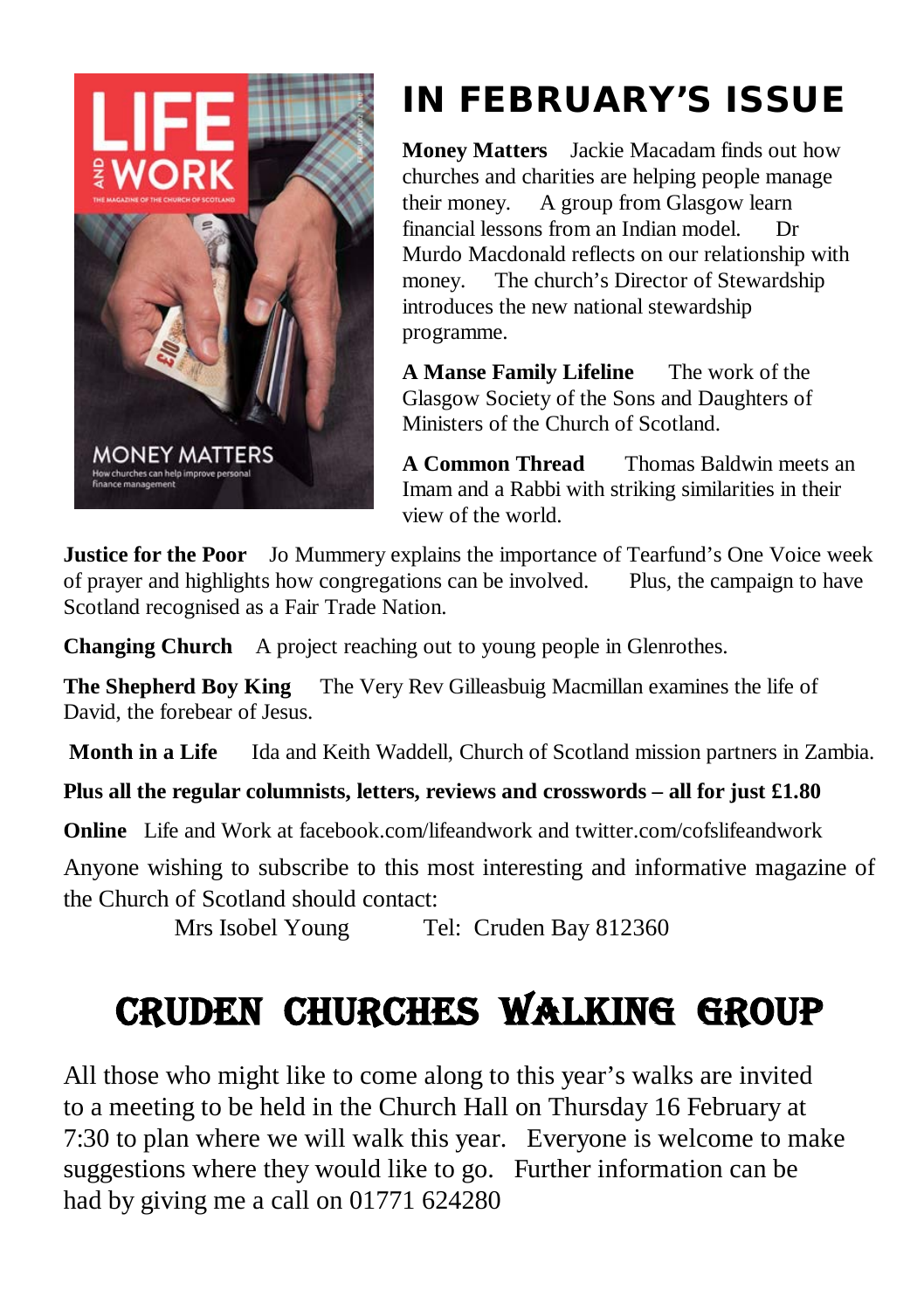# IN FEBRUARY'S ISSUE

**Money Matters** Jackie Macadam finds out how churches and charities are helping people manage their money. A group from Glasgow learn financial lessons from an Indian model. Dr Murdo Macdonald reflects on our relationship with money. The church's Director of Stewardship introduces the new national stewardship programme.

**A Manse Family Lifeline** The work of the Glasgow Society of the Sons and Daughters of Ministers of the Church of Scotland.

**A Common Thread** Thomas Baldwin meets an Imam and a Rabbi with striking similarities in their view of the world.

**Justice for the Poor** Jo Mummery explains the importance of Tearfund's One Voice week of prayer and highlights how congregations can be involved. Plus, the campaign to have Scotland recognised as a Fair Trade Nation.

**Changing Church** A project reaching out to young people in Glenrothes.

**The Shepherd Boy King** The Very Rev Gilleasbuig Macmillan examines the life of David, the forebear of Jesus.

**Month in a Life** Ida and Keith Waddell, Church of Scotland mission partners in Zambia.

**Plus all the regular columnists, letters, reviews and crosswords – all for just £1.80**

**Online** Life and Work at facebook.com/lifeandwork and twitter.com/cofslifeandwork

Anyone wishing to subscribe to this most interesting and informative magazine of the Church of Scotland should contact:

Mrs Isobel Young Tel: Cruden Bay 812360

# CRUDEN CHURCHES WALKING GROUP

All those who might like to come along to this year's walks are invited to a meeting to be held in the Church Hall on Thursday 16 February at 7:30 to plan where we will walk this year. Everyone is welcome to make suggestions where they would like to go. Further information can be had by giving me a call on 01771 624280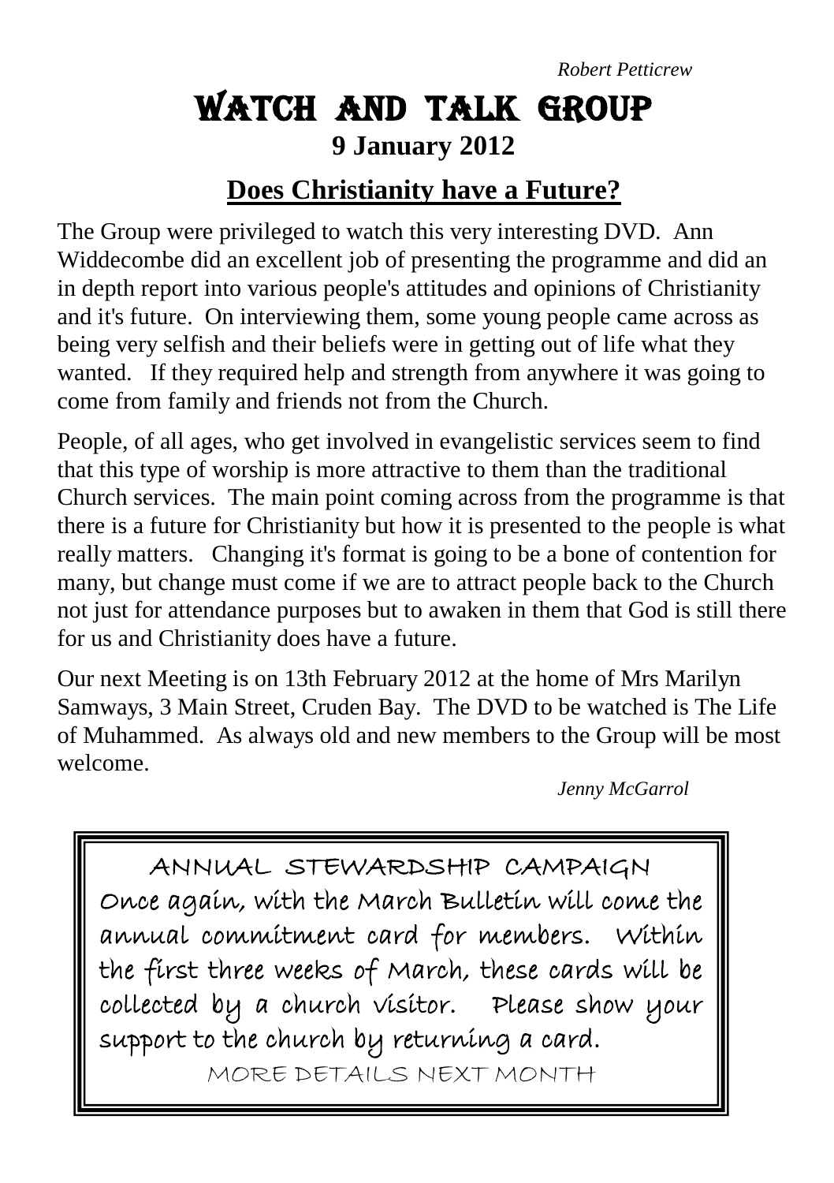*Robert Petticrew*

# WATCH AND TALK GROUP

## 9 January 2012

## Does Christianity have a Future?

The Group were privileged to watch this very interesting DVD. Ann Widdecombe did an excellent job of presenting the programme and did an in depth report into various people's attitudes and opinions of Christianity and it's future. On interviewing them, some young people came across as being very selfish and their beliefs were in getting out of life what they wanted. If they required help and strength from anywhere it was going to come from family and friends not from the Church.

People, of all ages, who get involved in evangelistic services seem to find that this type of worship is more attractive to them than the traditional Church services. The main point coming across from the programme is that there is a future for Christianity but how it is presented to the people is what really matters. Changing it's format is going to be a bone of contention for many, but change must come if we are to attract people back to the Church not just for attendance purposes but to awaken in them that God is still there for us and Christianity does have a future.

Our next Meeting is on 13th February 2012 at the home of Mrs Marilyn Samways, 3 Main Street, Cruden Bay. The DVD to be watched is The Life of Muhammed. As always old and new members to the Group will be most welcome.

*Jenny McGarrol*

ANNUAL STEWARDSHIP CAMPAIGN

Once again, with the March Bulletin will come the annual commitment card for members. Within the first three weeks of March, these cards will be collected by a church visitor. Please show your support to the church by returning a card.

MORE DETAILS NEXT MONTH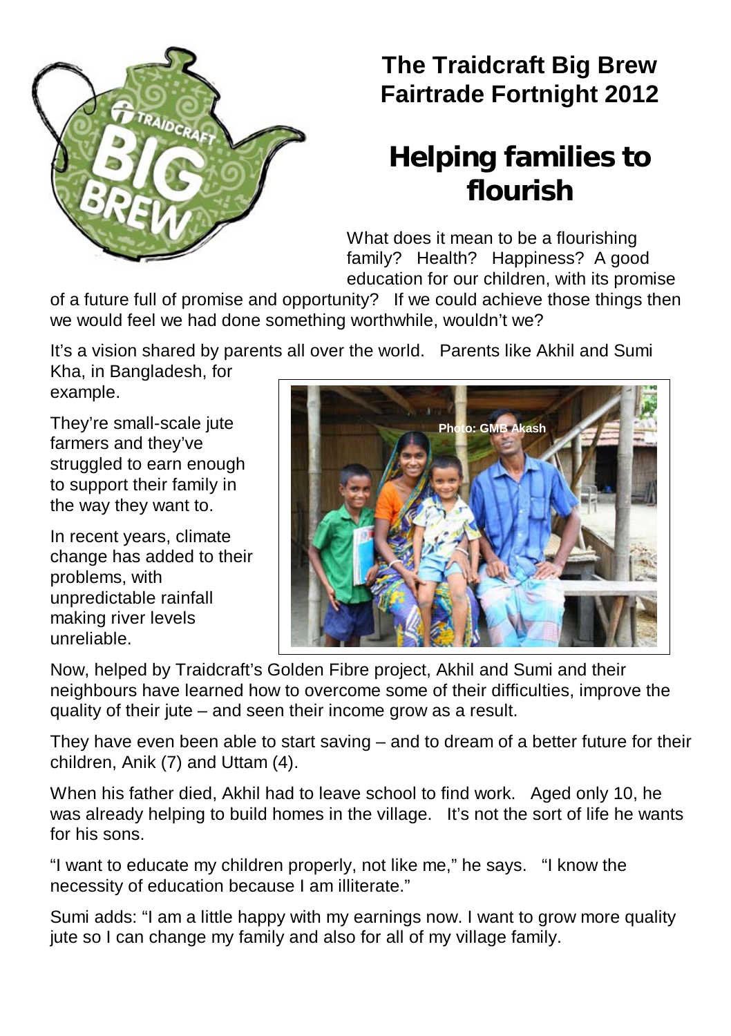# The Traidcraft Big Brew Fairtrade Fortnight 2012

## Helping families to flourish

What does it mean to be a flourishing family? Health? Happiness? A good education for our children, with its promise of a future full of promise and opportunity? If we could achieve those things then we would feel we had done something worthwhile, wouldn't we?

It's a vision shared by parents all over the world. Parents like Akhil and Sumi Kha, in Bangladesh, for example.

They're small-scale jute farmers and they've struggled to earn enough to support their family in the way they want to.

In recent years, climate change has added to their problems, with unpredictable rainfall making river levels unreliable.

Photo: GMB Akash

Now, helped by Traidcraft's Golden Fibre project, Akhil and Sumi and their neighbours have learned how to overcome some of their difficulties, improve the quality of their jute – and seen their income grow as a result.

They have even been able to start saving – and to dream of a better future for their children, Anik (7) and Uttam (4).

When his father died, Akhil had to leave school to find work. Aged only 10, he was already helping to build homes in the village. It's not the sort of life he wants for his sons.

"I want to educate my children properly, not like me," he says. "I know the necessity of education because I am illiterate."

Sumi adds: "I am a little happy with my earnings now. I want to grow more quality jute so I can change my family and also for all of my village family.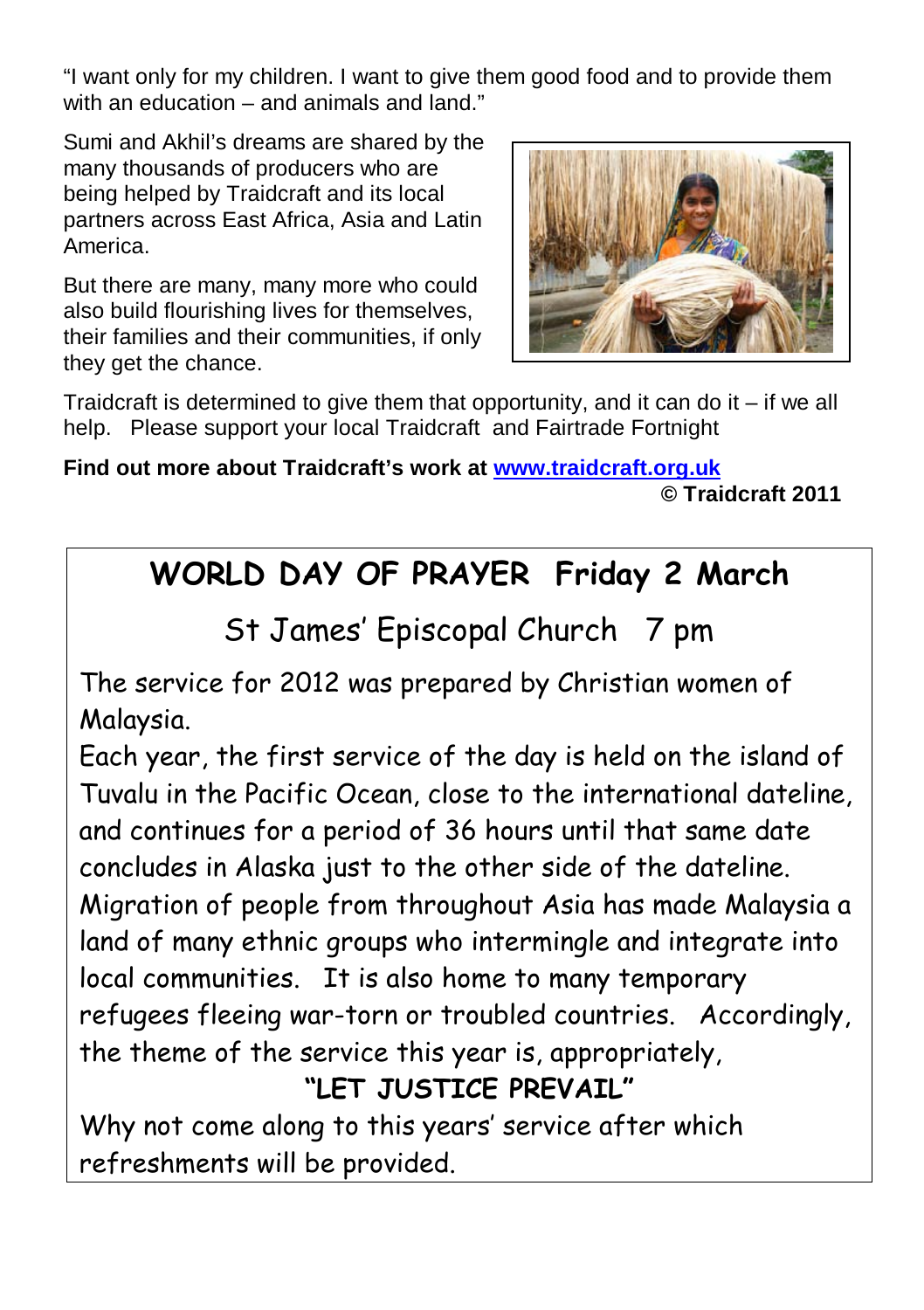"I want only for my children. I want to give them good food and to provide them with an education – and animals and land."

Sumi and Akhil's dreams are shared by the many thousands of producers who are being helped by Traidcraft and its local partners across East Africa, Asia and Latin America.

But there are many, many more who could also build flourishing lives for themselves, their families and their communities, if only they get the chance.

Traidcraft is determined to give them that opportunity, and it can do it – if we all help. Please support your local Traidcraft and Fairtrade Fortnight

**Find out more about Traidcraft's work at [www.traidcraft.org.uk](http://www.traidcraft.org.uk)**

**© Traidcraft 2011**

## WORLD DAY OF PRAYER Friday 2 March

St James' Episcopal Church 7 pm

The service for 2012 was prepared by Christian women of Malaysia.

Each year, the first service of the day is held on the island of Tuvalu in the Pacific Ocean, close to the international dateline, and continues for a period of 36 hours until that same date concludes in Alaska just to the other side of the dateline.

Migration of people from throughout Asia has made Malaysia a land of many ethnic groups who intermingle and integrate into local communities. It is also home to many temporary refugees fleeing war-torn or troubled countries. Accordingly, the theme of the service this year is, appropriately,

**"LET JUSTICE PREVAIL"**

Why not come along to this years' service after which refreshments will be provided.